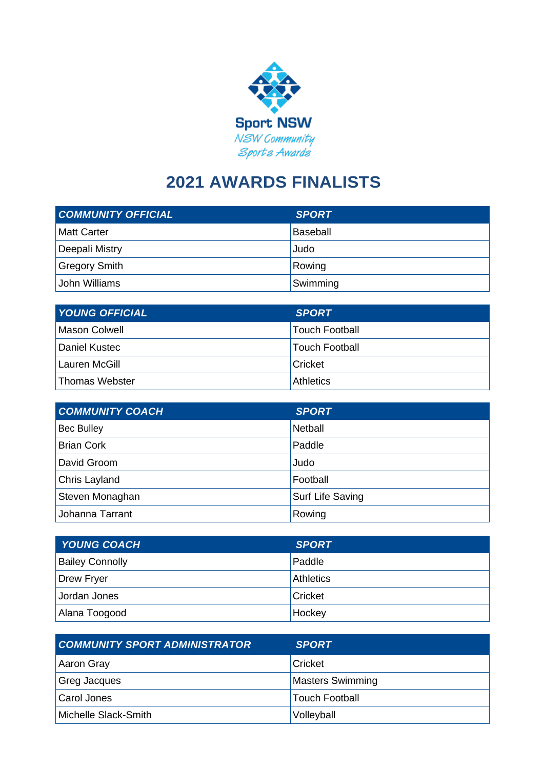Sport NSW

NSW Community Sports Awards

# 2021 AWARDS FINALISTS

| ***COMMUNITY OFFICIAL*** | ***SPORT*** |
|---|---|
| Matt Carter | Baseball |
| Deepali Mistry | Judo |
| Gregory Smith | Rowing |
| John Williams | Swimming |

| ***YOUNG OFFICIAL*** | ***SPORT*** |
|---|---|
| Mason Colwell | Touch Football |
| Daniel Kustec | Touch Football |
| Lauren McGill | Cricket |
| Thomas Webster | Athletics |

| ***COMMUNITY COACH*** | ***SPORT*** |
|---|---|
| Bec Bulley | Netball |
| Brian Cork | Paddle |
| David Groom | Judo |
| Chris Layland | Football |
| Steven Monaghan | Surf Life Saving |
| Johanna Tarrant | Rowing |

| ***YOUNG COACH*** | ***SPORT*** |
|---|---|
| Bailey Connolly | Paddle |
| Drew Fryer | Athletics |
| Jordan Jones | Cricket |
| Alana Toogood | Hockey |

| ***COMMUNITY SPORT ADMINISTRATOR*** | ***SPORT*** |
|---|---|
| Aaron Gray | Cricket |
| Greg Jacques | Masters Swimming |
| Carol Jones | Touch Football |
| Michelle Slack-Smith | Volleyball |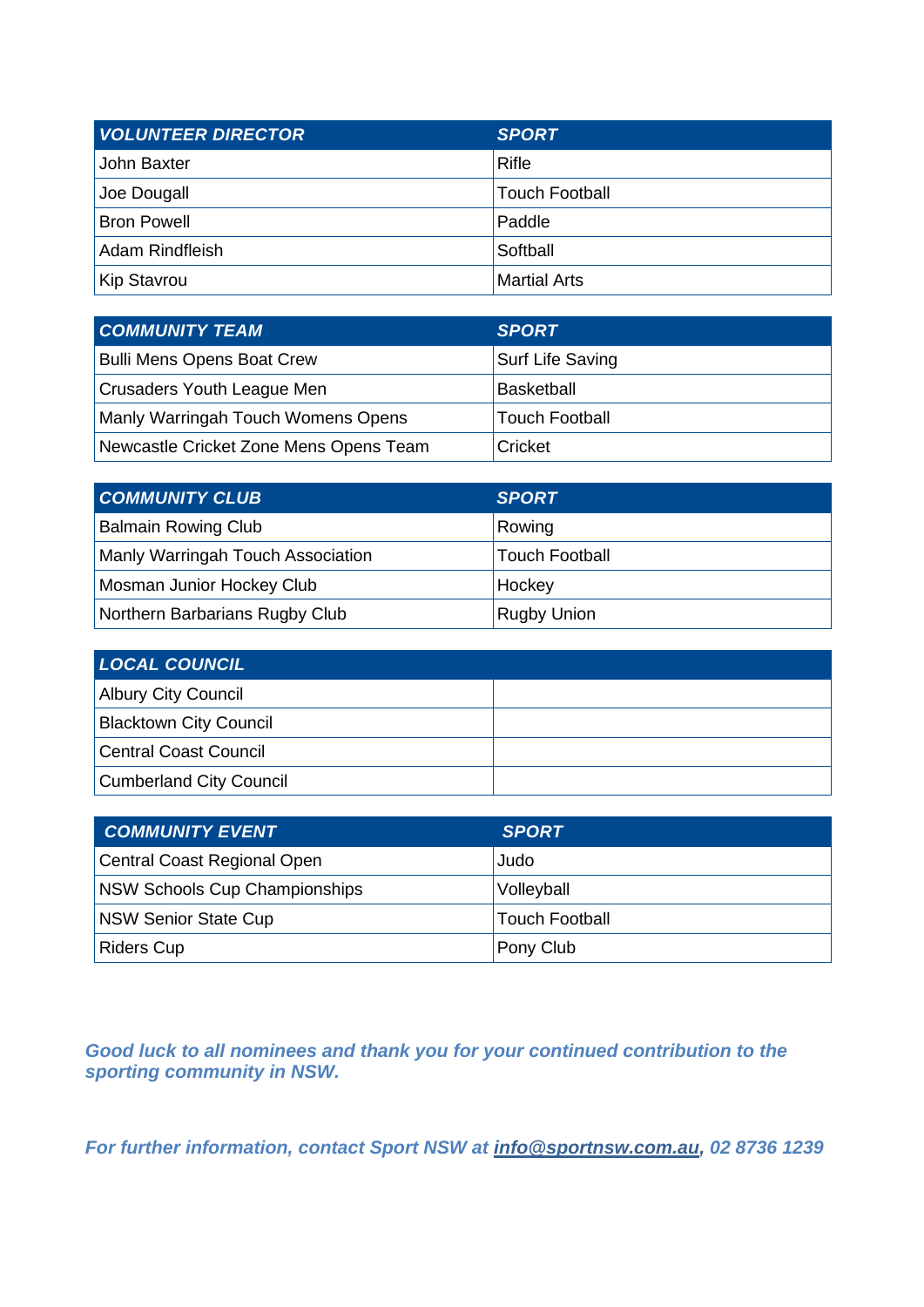| ***VOLUNTEER DIRECTOR*** | ***SPORT*** |
|---|---|
| John Baxter | Rifle |
| Joe Dougall | Touch Football |
| Bron Powell | Paddle |
| Adam Rindfleish | Softball |
| Kip Stavrou | Martial Arts |

| ***COMMUNITY TEAM*** | ***SPORT*** |
|---|---|
| Bulli Mens Opens Boat Crew | Surf Life Saving |
| Crusaders Youth League Men | Basketball |
| Manly Warringah Touch Womens Opens | Touch Football |
| Newcastle Cricket Zone Mens Opens Team | Cricket |

| ***COMMUNITY CLUB*** | ***SPORT*** |
|---|---|
| Balmain Rowing Club | Rowing |
| Manly Warringah Touch Association | Touch Football |
| Mosman Junior Hockey Club | Hockey |
| Northern Barbarians Rugby Club | Rugby Union |

| ***LOCAL COUNCIL*** | |
|---|---|
| Albury City Council | |
| Blacktown City Council | |
| Central Coast Council | |
| Cumberland City Council | |

| ***COMMUNITY EVENT*** | ***SPORT*** |
|---|---|
| Central Coast Regional Open | Judo |
| NSW Schools Cup Championships | Volleyball |
| NSW Senior State Cup | Touch Football |
| Riders Cup | Pony Club |

***Good luck to all nominees and thank you for your continued contribution to the sporting community in NSW.***

***For further information, contact Sport NSW at info@sportnsw.com.au, 02 8736 1239***